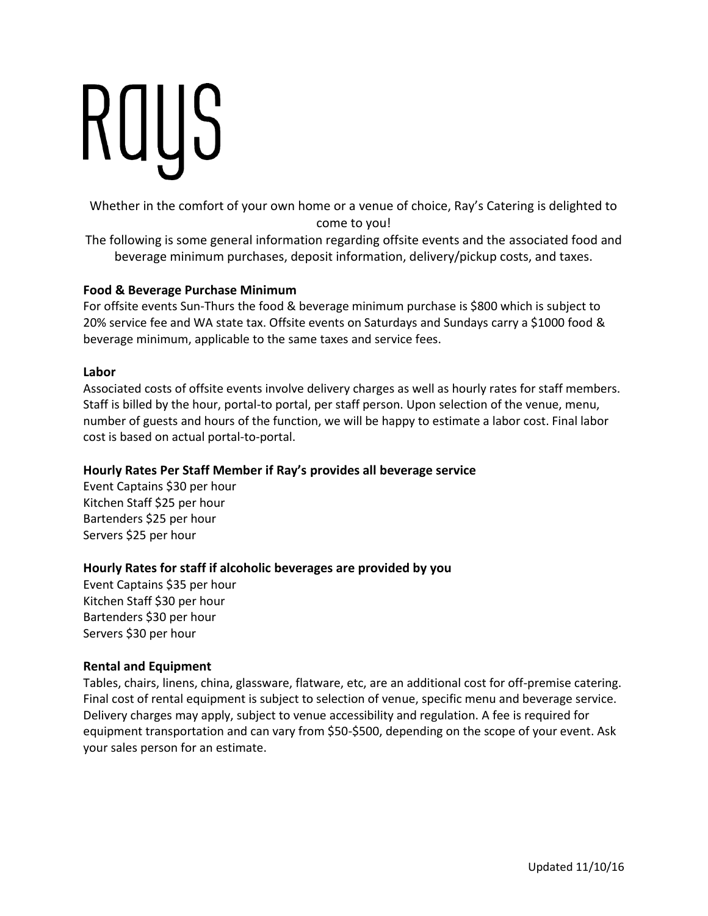# Rays

Whether in the comfort of your own home or a venue of choice, Ray's Catering is delighted to come to you!

The following is some general information regarding offsite events and the associated food and beverage minimum purchases, deposit information, delivery/pickup costs, and taxes.

**Food & Beverage Purchase Minimum**

For offsite events Sun-Thurs the food & beverage minimum purchase is $800 which is subject to 20% service fee and WA state tax. Offsite events on Saturdays and Sundays carry a $1000 food & beverage minimum, applicable to the same taxes and service fees.

**Labor**

Associated costs of offsite events involve delivery charges as well as hourly rates for staff members. Staff is billed by the hour, portal-to portal, per staff person. Upon selection of the venue, menu, number of guests and hours of the function, we will be happy to estimate a labor cost. Final labor cost is based on actual portal-to-portal.

**Hourly Rates Per Staff Member if Ray's provides all beverage service**

Event Captains $30 per hour
Kitchen Staff $25 per hour
Bartenders $25 per hour
Servers $25 per hour

**Hourly Rates for staff if alcoholic beverages are provided by you**

Event Captains $35 per hour
Kitchen Staff $30 per hour
Bartenders $30 per hour
Servers $30 per hour

**Rental and Equipment**

Tables, chairs, linens, china, glassware, flatware, etc, are an additional cost for off-premise catering. Final cost of rental equipment is subject to selection of venue, specific menu and beverage service. Delivery charges may apply, subject to venue accessibility and regulation. A fee is required for equipment transportation and can vary from $50-$500, depending on the scope of your event. Ask your sales person for an estimate.

Updated 11/10/16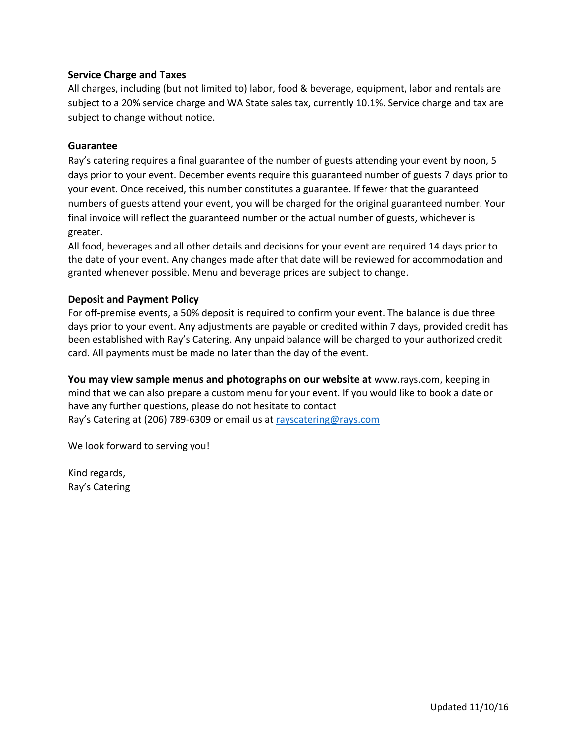**Service Charge and Taxes**

All charges, including (but not limited to) labor, food & beverage, equipment, labor and rentals are subject to a 20% service charge and WA State sales tax, currently 10.1%. Service charge and tax are subject to change without notice.

**Guarantee**

Ray's catering requires a final guarantee of the number of guests attending your event by noon, 5 days prior to your event. December events require this guaranteed number of guests 7 days prior to your event. Once received, this number constitutes a guarantee. If fewer that the guaranteed numbers of guests attend your event, you will be charged for the original guaranteed number. Your final invoice will reflect the guaranteed number or the actual number of guests, whichever is greater.

All food, beverages and all other details and decisions for your event are required 14 days prior to the date of your event. Any changes made after that date will be reviewed for accommodation and granted whenever possible. Menu and beverage prices are subject to change.

**Deposit and Payment Policy**

For off-premise events, a 50% deposit is required to confirm your event. The balance is due three days prior to your event. Any adjustments are payable or credited within 7 days, provided credit has been established with Ray's Catering. Any unpaid balance will be charged to your authorized credit card. All payments must be made no later than the day of the event.

**You may view sample menus and photographs on our website at** www.rays.com, keeping in mind that we can also prepare a custom menu for your event. If you would like to book a date or have any further questions, please do not hesitate to contact
Ray's Catering at (206) 789-6309 or email us at rayscatering@rays.com

We look forward to serving you!

Kind regards,
Ray's Catering

Updated 11/10/16